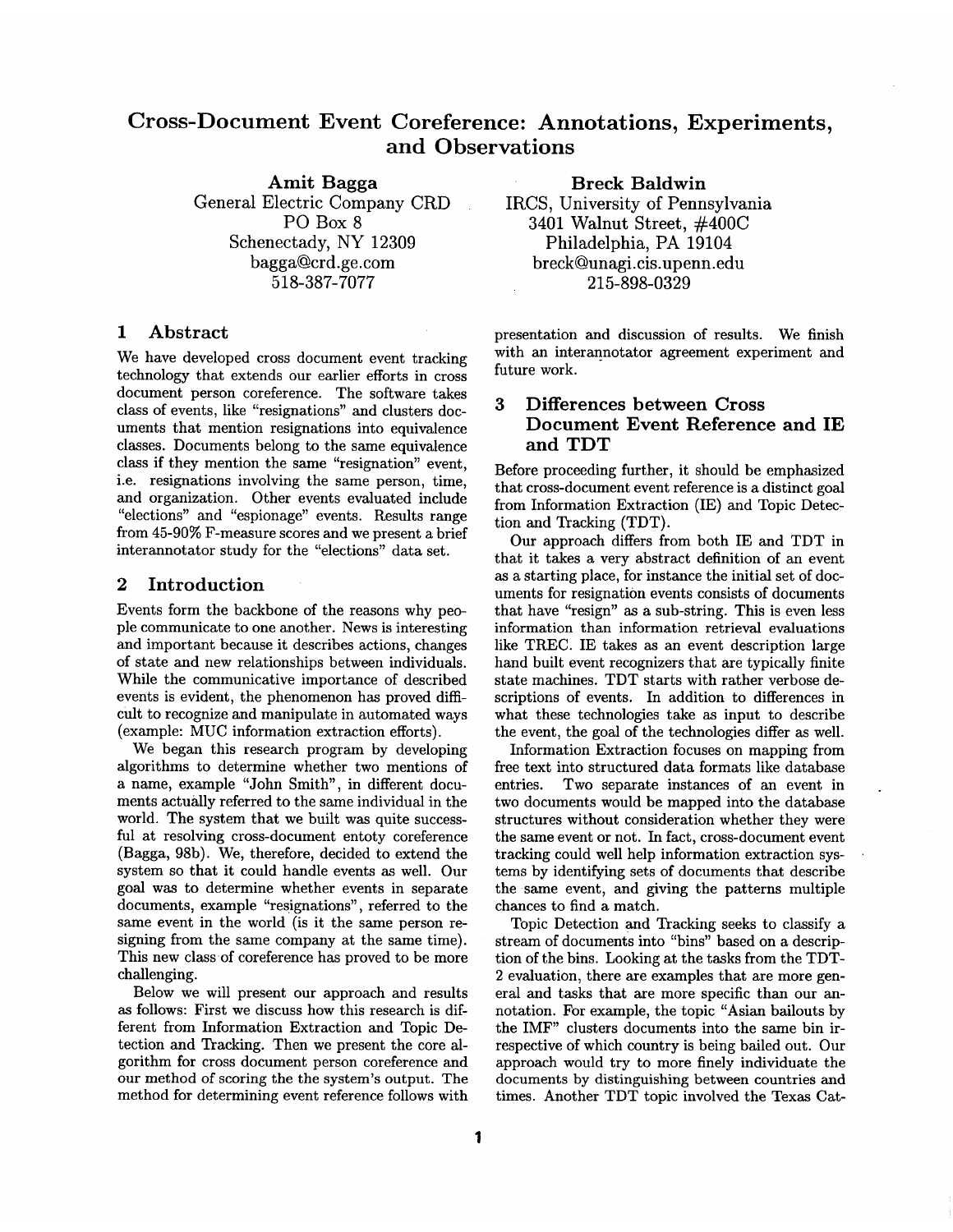# Cross-Document Event Coreference: Annotations, Experiments, and Observations

**Amit Bagga**
General Electric Company CRD
PO Box 8
Schenectady, NY 12309
bagga@crd.ge.com
518-387-7077

**Breck Baldwin**
IRCS, University of Pennsylvania
3401 Walnut Street, #400C
Philadelphia, PA 19104
breck@unagi.cis.upenn.edu
215-898-0329

## 1 Abstract

We have developed cross document event tracking technology that extends our earlier efforts in cross document person coreference. The software takes class of events, like "resignations" and clusters documents that mention resignations into equivalence classes. Documents belong to the same equivalence class if they mention the same "resignation" event, i.e. resignations involving the same person, time, and organization. Other events evaluated include "elections" and "espionage" events. Results range from 45-90% F-measure scores and we present a brief interannotator study for the "elections" data set.

## 2 Introduction

Events form the backbone of the reasons why people communicate to one another. News is interesting and important because it describes actions, changes of state and new relationships between individuals. While the communicative importance of described events is evident, the phenomenon has proved difficult to recognize and manipulate in automated ways (example: MUC information extraction efforts).

We began this research program by developing algorithms to determine whether two mentions of a name, example "John Smith", in different documents actually referred to the same individual in the world. The system that we built was quite successful at resolving cross-document entoty coreference (Bagga, 98b). We, therefore, decided to extend the system so that it could handle events as well. Our goal was to determine whether events in separate documents, example "resignations", referred to the same event in the world (is it the same person resigning from the same company at the same time). This new class of coreference has proved to be more challenging.

Below we will present our approach and results as follows: First we discuss how this research is different from Information Extraction and Topic Detection and Tracking. Then we present the core algorithm for cross document person coreference and our method of scoring the the system's output. The method for determining event reference follows with presentation and discussion of results. We finish with an interannotator agreement experiment and future work.

## 3 Differences between Cross Document Event Reference and IE and TDT

Before proceeding further, it should be emphasized that cross-document event reference is a distinct goal from Information Extraction (IE) and Topic Detection and Tracking (TDT).

Our approach differs from both IE and TDT in that it takes a very abstract definition of an event as a starting place, for instance the initial set of documents for resignation events consists of documents that have "resign" as a sub-string. This is even less information than information retrieval evaluations like TREC. IE takes as an event description large hand built event recognizers that are typically finite state machines. TDT starts with rather verbose descriptions of events. In addition to differences in what these technologies take as input to describe the event, the goal of the technologies differ as well.

Information Extraction focuses on mapping from free text into structured data formats like database entries. Two separate instances of an event in two documents would be mapped into the database structures without consideration whether they were the same event or not. In fact, cross-document event tracking could well help information extraction systems by identifying sets of documents that describe the same event, and giving the patterns multiple chances to find a match.

Topic Detection and Tracking seeks to classify a stream of documents into "bins" based on a description of the bins. Looking at the tasks from the TDT-2 evaluation, there are examples that are more general and tasks that are more specific than our annotation. For example, the topic "Asian bailouts by the IMF" clusters documents into the same bin irrespective of which country is being bailed out. Our approach would try to more finely individuate the documents by distinguishing between countries and times. Another TDT topic involved the Texas Cat-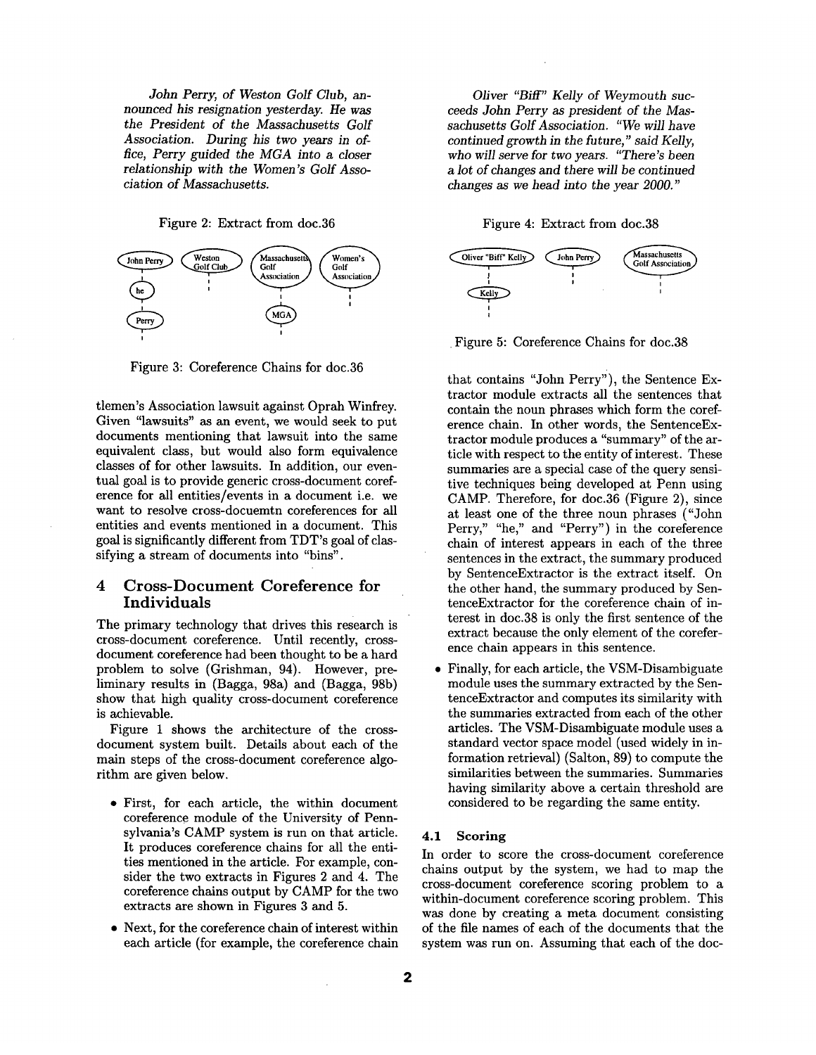*John Perry, of Weston Golf Club, announced his resignation yesterday. He was the President of the Massachusetts Golf Association. During his two years in office, Perry guided the MGA into a closer relationship with the Women's Golf Association of Massachusetts.*

Figure 2: Extract from doc.36

Figure 3: Coreference Chains for doc.36

tlemen's Association lawsuit against Oprah Winfrey. Given "lawsuits" as an event, we would seek to put documents mentioning that lawsuit into the same equivalent class, but would also form equivalence classes of for other lawsuits. In addition, our eventual goal is to provide generic cross-document coreference for all entities/events in a document i.e. we want to resolve cross-docuemtn coreferences for all entities and events mentioned in a document. This goal is significantly different from TDT's goal of classifying a stream of documents into "bins".

## 4 Cross-Document Coreference for Individuals

The primary technology that drives this research is cross-document coreference. Until recently, cross-document coreference had been thought to be a hard problem to solve (Grishman, 94). However, preliminary results in (Bagga, 98a) and (Bagga, 98b) show that high quality cross-document coreference is achievable.

Figure 1 shows the architecture of the cross-document system built. Details about each of the main steps of the cross-document coreference algorithm are given below.

- First, for each article, the within document coreference module of the University of Pennsylvania's CAMP system is run on that article. It produces coreference chains for all the entities mentioned in the article. For example, consider the two extracts in Figures 2 and 4. The coreference chains output by CAMP for the two extracts are shown in Figures 3 and 5.
- Next, for the coreference chain of interest within each article (for example, the coreference chain that contains "John Perry"), the Sentence Extractor module extracts all the sentences that contain the noun phrases which form the coreference chain. In other words, the SentenceExtractor module produces a "summary" of the article with respect to the entity of interest. These summaries are a special case of the query sensitive techniques being developed at Penn using CAMP. Therefore, for doc.36 (Figure 2), since at least one of the three noun phrases ("John Perry," "he," and "Perry") in the coreference chain of interest appears in each of the three sentences in the extract, the summary produced by SentenceExtractor is the extract itself. On the other hand, the summary produced by SentenceExtractor for the coreference chain of interest in doc.38 is only the first sentence of the extract because the only element of the coreference chain appears in this sentence.
- Finally, for each article, the VSM-Disambiguate module uses the summary extracted by the SentenceExtractor and computes its similarity with the summaries extracted from each of the other articles. The VSM-Disambiguate module uses a standard vector space model (used widely in information retrieval) (Salton, 89) to compute the similarities between the summaries. Summaries having similarity above a certain threshold are considered to be regarding the same entity.

*Oliver "Biff" Kelly of Weymouth succeeds John Perry as president of the Massachusetts Golf Association. "We will have continued growth in the future," said Kelly, who will serve for two years. "There's been a lot of changes and there will be continued changes as we head into the year 2000."*

Figure 4: Extract from doc.38

Figure 5: Coreference Chains for doc.38

### 4.1 Scoring

In order to score the cross-document coreference chains output by the system, we had to map the cross-document coreference scoring problem to a within-document coreference scoring problem. This was done by creating a meta document consisting of the file names of each of the documents that the system was run on. Assuming that each of the doc-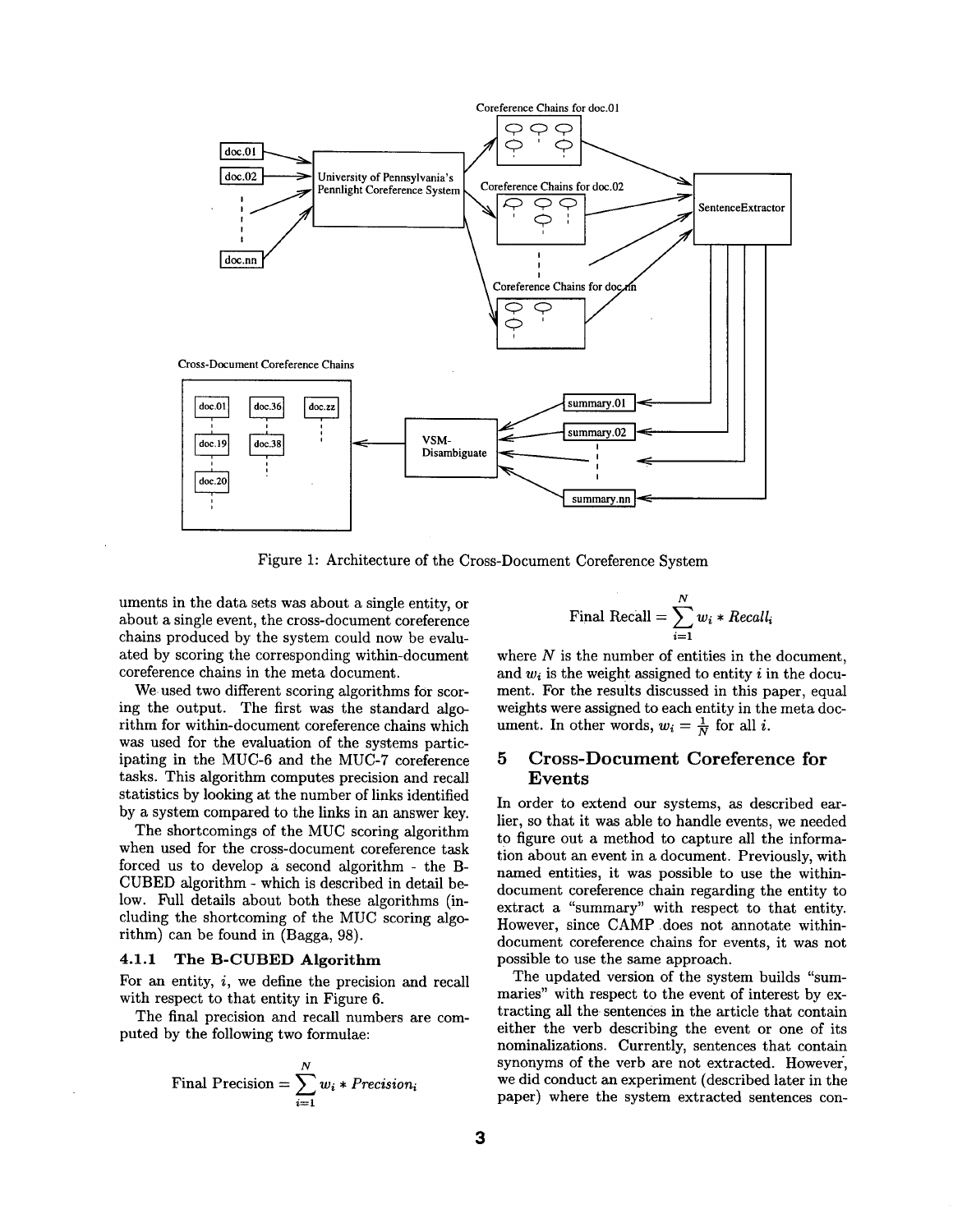Figure 1: Architecture of the Cross-Document Coreference System

uments in the data sets was about a single entity, or about a single event, the cross-document coreference chains produced by the system could now be evaluated by scoring the corresponding within-document coreference chains in the meta document.

We used two different scoring algorithms for scoring the output. The first was the standard algorithm for within-document coreference chains which was used for the evaluation of the systems participating in the MUC-6 and the MUC-7 coreference tasks. This algorithm computes precision and recall statistics by looking at the number of links identified by a system compared to the links in an answer key.

The shortcomings of the MUC scoring algorithm when used for the cross-document coreference task forced us to develop a second algorithm - the B-CUBED algorithm - which is described in detail below. Full details about both these algorithms (including the shortcoming of the MUC scoring algorithm) can be found in (Bagga, 98).

### 4.1.1 The B-CUBED Algorithm

For an entity, $i$, we define the precision and recall with respect to that entity in Figure 6.

The final precision and recall numbers are computed by the following two formulae:

$$\text{Final Precision} = \sum_{i=1}^{N} w_i * \mathit{Precision}_i$$

$$\text{Final Recall} = \sum_{i=1}^{N} w_i * \mathit{Recall}_i$$

where $N$ is the number of entities in the document, and $w_i$ is the weight assigned to entity $i$ in the document. For the results discussed in this paper, equal weights were assigned to each entity in the meta document. In other words, $w_i = \frac{1}{N}$ for all $i$.

## 5 Cross-Document Coreference for Events

In order to extend our systems, as described earlier, so that it was able to handle events, we needed to figure out a method to capture all the information about an event in a document. Previously, with named entities, it was possible to use the within-document coreference chain regarding the entity to extract a "summary" with respect to that entity. However, since CAMP does not annotate within-document coreference chains for events, it was not possible to use the same approach.

The updated version of the system builds "summaries" with respect to the event of interest by extracting all the sentences in the article that contain either the verb describing the event or one of its nominalizations. Currently, sentences that contain synonyms of the verb are not extracted. However, we did conduct an experiment (described later in the paper) where the system extracted sentences con-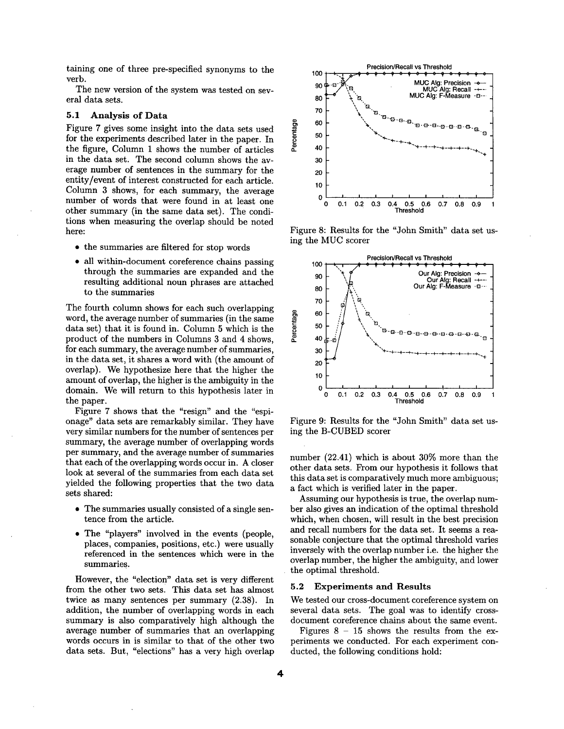taining one of three pre-specified synonyms to the verb.

The new version of the system was tested on several data sets.

### 5.1 Analysis of Data

Figure 7 gives some insight into the data sets used for the experiments described later in the paper. In the figure, Column 1 shows the number of articles in the data set. The second column shows the average number of sentences in the summary for the entity/event of interest constructed for each article. Column 3 shows, for each summary, the average number of words that were found in at least one other summary (in the same data set). The conditions when measuring the overlap should be noted here:

- the summaries are filtered for stop words
- all within-document coreference chains passing through the summaries are expanded and the resulting additional noun phrases are attached to the summaries

The fourth column shows for each such overlapping word, the average number of summaries (in the same data set) that it is found in. Column 5 which is the product of the numbers in Columns 3 and 4 shows, for each summary, the average number of summaries, in the data set, it shares a word with (the amount of overlap). We hypothesize here that the higher the amount of overlap, the higher is the ambiguity in the domain. We will return to this hypothesis later in the paper.

Figure 7 shows that the "resign" and the "espionage" data sets are remarkably similar. They have very similar numbers for the number of sentences per summary, the average number of overlapping words per summary, and the average number of summaries that each of the overlapping words occur in. A closer look at several of the summaries from each data set yielded the following properties that the two data sets shared:

- The summaries usually consisted of a single sentence from the article.
- The "players" involved in the events (people, places, companies, positions, etc.) were usually referenced in the sentences which were in the summaries.

However, the "election" data set is very different from the other two sets. This data set has almost twice as many sentences per summary (2.38). In addition, the number of overlapping words in each summary is also comparatively high although the average number of summaries that an overlapping words occurs in is similar to that of the other two data sets. But, "elections" has a very high overlap number (22.41) which is about 30% more than the other data sets. From our hypothesis it follows that this data set is comparatively much more ambiguous; a fact which is verified later in the paper.

Assuming our hypothesis is true, the overlap number also gives an indication of the optimal threshold which, when chosen, will result in the best precision and recall numbers for the data set. It seems a reasonable conjecture that the optimal threshold varies inversely with the overlap number i.e. the higher the overlap number, the higher the ambiguity, and lower the optimal threshold.

Figure 8: Results for the "John Smith" data set using the MUC scorer

Figure 9: Results for the "John Smith" data set using the B-CUBED scorer

### 5.2 Experiments and Results

We tested our cross-document coreference system on several data sets. The goal was to identify cross-document coreference chains about the same event.

Figures 8 – 15 shows the results from the experiments we conducted. For each experiment conducted, the following conditions hold: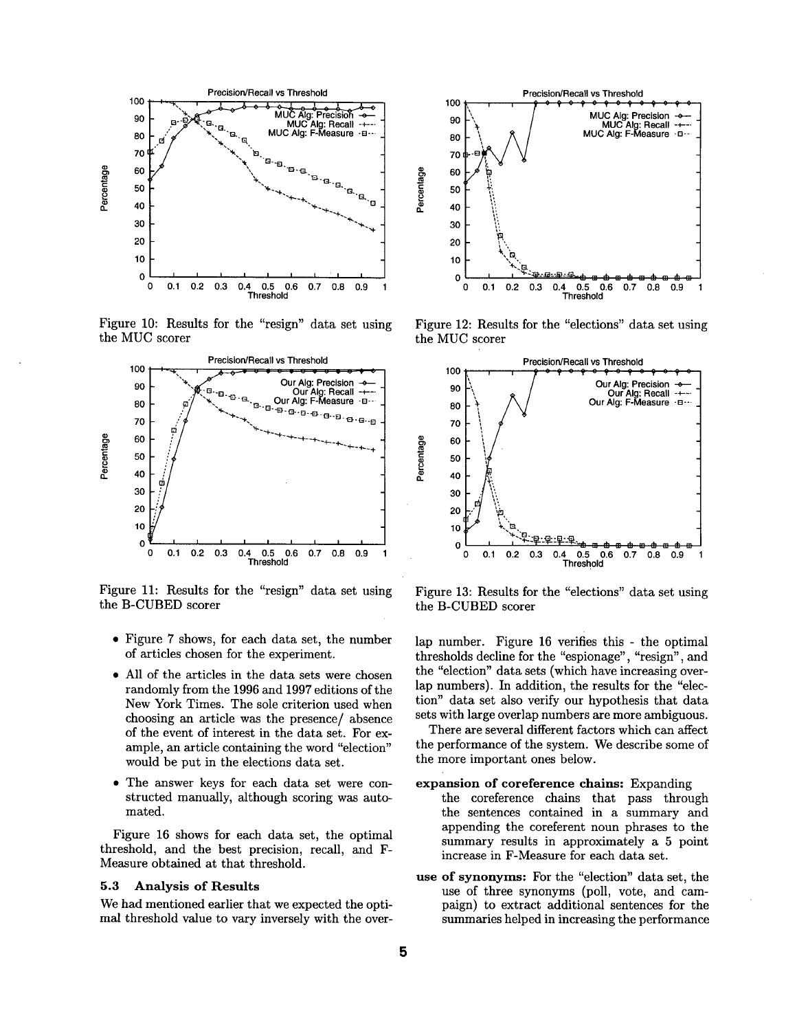Figure 10: Results for the "resign" data set using the MUC scorer

Figure 11: Results for the "resign" data set using the B-CUBED scorer

Figure 12: Results for the "elections" data set using the MUC scorer

Figure 13: Results for the "elections" data set using the B-CUBED scorer

- Figure 7 shows, for each data set, the number of articles chosen for the experiment.
- All of the articles in the data sets were chosen randomly from the 1996 and 1997 editions of the New York Times. The sole criterion used when choosing an article was the presence/ absence of the event of interest in the data set. For example, an article containing the word "election" would be put in the elections data set.
- The answer keys for each data set were constructed manually, although scoring was automated.

Figure 16 shows for each data set, the optimal threshold, and the best precision, recall, and F-Measure obtained at that threshold.

### 5.3 Analysis of Results

We had mentioned earlier that we expected the optimal threshold value to vary inversely with the overlap number. Figure 16 verifies this - the optimal thresholds decline for the "espionage", "resign", and the "election" data sets (which have increasing overlap numbers). In addition, the results for the "election" data set also verify our hypothesis that data sets with large overlap numbers are more ambiguous.

There are several different factors which can affect the performance of the system. We describe some of the more important ones below.

**expansion of coreference chains:** Expanding the coreference chains that pass through the sentences contained in a summary and appending the coreferent noun phrases to the summary results in approximately a 5 point increase in F-Measure for each data set.

**use of synonyms:** For the "election" data set, the use of three synonyms (poll, vote, and campaign) to extract additional sentences for the summaries helped in increasing the performance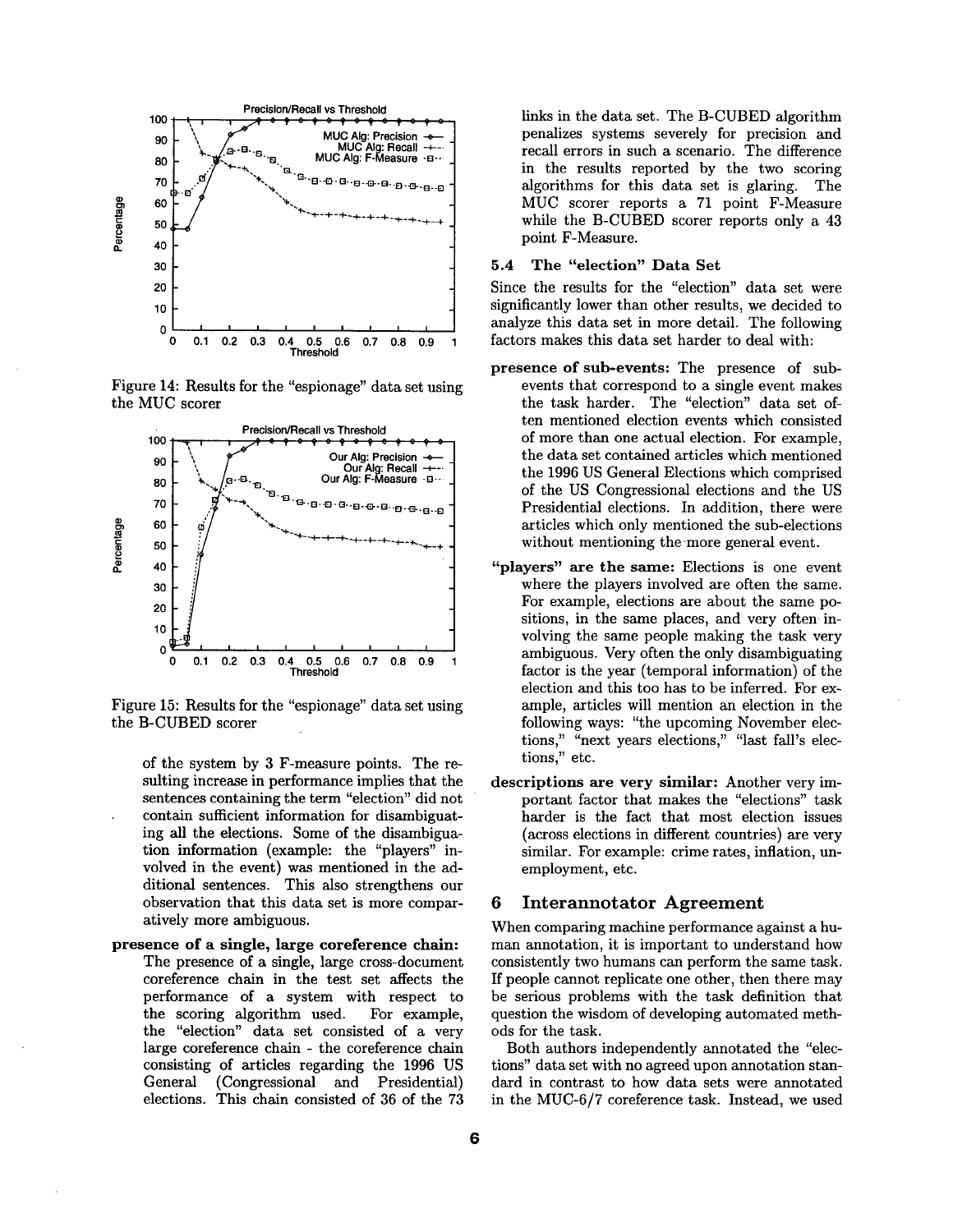Figure 14: Results for the "espionage" data set using the MUC scorer

Figure 15: Results for the "espionage" data set using the B-CUBED scorer

of the system by 3 F-measure points. The resulting increase in performance implies that the sentences containing the term "election" did not contain sufficient information for disambiguating all the elections. Some of the disambiguation information (example: the "players" involved in the event) was mentioned in the additional sentences. This also strengthens our observation that this data set is more comparatively more ambiguous.

**presence of a single, large coreference chain:** The presence of a single, large cross-document coreference chain in the test set affects the performance of a system with respect to the scoring algorithm used. For example, the "election" data set consisted of a very large coreference chain - the coreference chain consisting of articles regarding the 1996 US General (Congressional and Presidential) elections. This chain consisted of 36 of the 73 links in the data set. The B-CUBED algorithm penalizes systems severely for precision and recall errors in such a scenario. The difference in the results reported by the two scoring algorithms for this data set is glaring. The MUC scorer reports a 71 point F-Measure while the B-CUBED scorer reports only a 43 point F-Measure.

### 5.4 The "election" Data Set

Since the results for the "election" data set were significantly lower than other results, we decided to analyze this data set in more detail. The following factors makes this data set harder to deal with:

**presence of sub-events:** The presence of sub-events that correspond to a single event makes the task harder. The "election" data set often mentioned election events which consisted of more than one actual election. For example, the data set contained articles which mentioned the 1996 US General Elections which comprised of the US Congressional elections and the US Presidential elections. In addition, there were articles which only mentioned the sub-elections without mentioning the more general event.

**"players" are the same:** Elections is one event where the players involved are often the same. For example, elections are about the same positions, in the same places, and very often involving the same people making the task very ambiguous. Very often the only disambiguating factor is the year (temporal information) of the election and this too has to be inferred. For example, articles will mention an election in the following ways: "the upcoming November elections," "next years elections," "last fall's elections," etc.

**descriptions are very similar:** Another very important factor that makes the "elections" task harder is the fact that most election issues (across elections in different countries) are very similar. For example: crime rates, inflation, unemployment, etc.

## 6 Interannotator Agreement

When comparing machine performance against a human annotation, it is important to understand how consistently two humans can perform the same task. If people cannot replicate one other, then there may be serious problems with the task definition that question the wisdom of developing automated methods for the task.

Both authors independently annotated the "elections" data set with no agreed upon annotation standard in contrast to how data sets were annotated in the MUC-6/7 coreference task. Instead, we used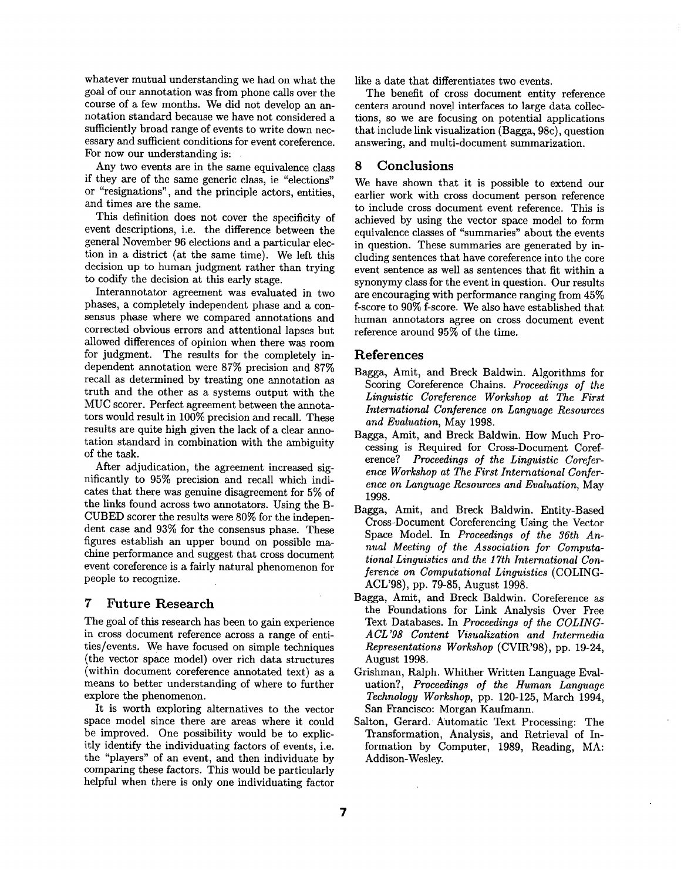whatever mutual understanding we had on what the goal of our annotation was from phone calls over the course of a few months. We did not develop an annotation standard because we have not considered a sufficiently broad range of events to write down necessary and sufficient conditions for event coreference. For now our understanding is:

Any two events are in the same equivalence class if they are of the same generic class, ie "elections" or "resignations", and the principle actors, entities, and times are the same.

This definition does not cover the specificity of event descriptions, i.e. the difference between the general November 96 elections and a particular election in a district (at the same time). We left this decision up to human judgment rather than trying to codify the decision at this early stage.

Interannotator agreement was evaluated in two phases, a completely independent phase and a consensus phase where we compared annotations and corrected obvious errors and attentional lapses but allowed differences of opinion when there was room for judgment. The results for the completely independent annotation were 87% precision and 87% recall as determined by treating one annotation as truth and the other as a systems output with the MUC scorer. Perfect agreement between the annotators would result in 100% precision and recall. These results are quite high given the lack of a clear annotation standard in combination with the ambiguity of the task.

After adjudication, the agreement increased significantly to 95% precision and recall which indicates that there was genuine disagreement for 5% of the links found across two annotators. Using the B-CUBED scorer the results were 80% for the independent case and 93% for the consensus phase. These figures establish an upper bound on possible machine performance and suggest that cross document event coreference is a fairly natural phenomenon for people to recognize.

## 7 Future Research

The goal of this research has been to gain experience in cross document reference across a range of entities/events. We have focused on simple techniques (the vector space model) over rich data structures (within document coreference annotated text) as a means to better understanding of where to further explore the phenomenon.

It is worth exploring alternatives to the vector space model since there are areas where it could be improved. One possibility would be to explicitly identify the individuating factors of events, i.e. the "players" of an event, and then individuate by comparing these factors. This would be particularly helpful when there is only one individuating factor like a date that differentiates two events.

The benefit of cross document entity reference centers around novel interfaces to large data collections, so we are focusing on potential applications that include link visualization (Bagga, 98c), question answering, and multi-document summarization.

## 8 Conclusions

We have shown that it is possible to extend our earlier work with cross document person reference to include cross document event reference. This is achieved by using the vector space model to form equivalence classes of "summaries" about the events in question. These summaries are generated by including sentences that have coreference into the core event sentence as well as sentences that fit within a synonymy class for the event in question. Our results are encouraging with performance ranging from 45% f-score to 90% f-score. We also have established that human annotators agree on cross document event reference around 95% of the time.

## References

Bagga, Amit, and Breck Baldwin. Algorithms for Scoring Coreference Chains. *Proceedings of the Linguistic Coreference Workshop at The First International Conference on Language Resources and Evaluation*, May 1998.

Bagga, Amit, and Breck Baldwin. How Much Processing is Required for Cross-Document Coreference? *Proceedings of the Linguistic Coreference Workshop at The First International Conference on Language Resources and Evaluation*, May 1998.

Bagga, Amit, and Breck Baldwin. Entity-Based Cross-Document Coreferencing Using the Vector Space Model. In *Proceedings of the 36th Annual Meeting of the Association for Computational Linguistics and the 17th International Conference on Computational Linguistics* (COLING-ACL'98), pp. 79-85, August 1998.

Bagga, Amit, and Breck Baldwin. Coreference as the Foundations for Link Analysis Over Free Text Databases. In *Proceedings of the COLING-ACL'98 Content Visualization and Intermedia Representations Workshop* (CVIR'98), pp. 19-24, August 1998.

Grishman, Ralph. Whither Written Language Evaluation?, *Proceedings of the Human Language Technology Workshop*, pp. 120-125, March 1994, San Francisco: Morgan Kaufmann.

Salton, Gerard. Automatic Text Processing: The Transformation, Analysis, and Retrieval of Information by Computer, 1989, Reading, MA: Addison-Wesley.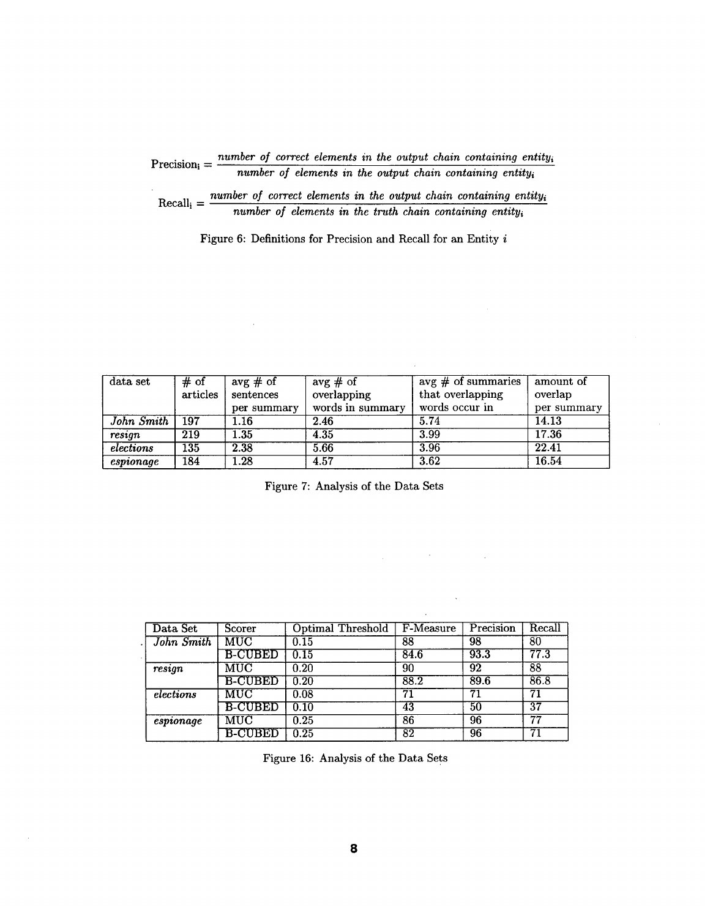$$\text{Precision}_i = \frac{\textit{number of correct elements in the output chain containing entity}_i}{\textit{number of elements in the output chain containing entity}_i}$$

$$\text{Recall}_i = \frac{\textit{number of correct elements in the output chain containing entity}_i}{\textit{number of elements in the truth chain containing entity}_i}$$

Figure 6: Definitions for Precision and Recall for an Entity $i$

| data set | # of articles | avg # of sentences per summary | avg # of overlapping words in summary | avg # of summaries that overlapping words occur in | amount of overlap per summary |
|---|---|---|---|---|---|
| *John Smith* | 197 | 1.16 | 2.46 | 5.74 | 14.13 |
| *resign* | 219 | 1.35 | 4.35 | 3.99 | 17.36 |
| *elections* | 135 | 2.38 | 5.66 | 3.96 | 22.41 |
| *espionage* | 184 | 1.28 | 4.57 | 3.62 | 16.54 |

Figure 7: Analysis of the Data Sets

| Data Set | Scorer | Optimal Threshold | F-Measure | Precision | Recall |
|---|---|---|---|---|---|
| *John Smith* | MUC | 0.15 | 88 | 98 | 80 |
| | B-CUBED | 0.15 | 84.6 | 93.3 | 77.3 |
| *resign* | MUC | 0.20 | 90 | 92 | 88 |
| | B-CUBED | 0.20 | 88.2 | 89.6 | 86.8 |
| *elections* | MUC | 0.08 | 71 | 71 | 71 |
| | B-CUBED | 0.10 | 43 | 50 | 37 |
| *espionage* | MUC | 0.25 | 86 | 96 | 77 |
| | B-CUBED | 0.25 | 82 | 96 | 71 |

Figure 16: Analysis of the Data Sets